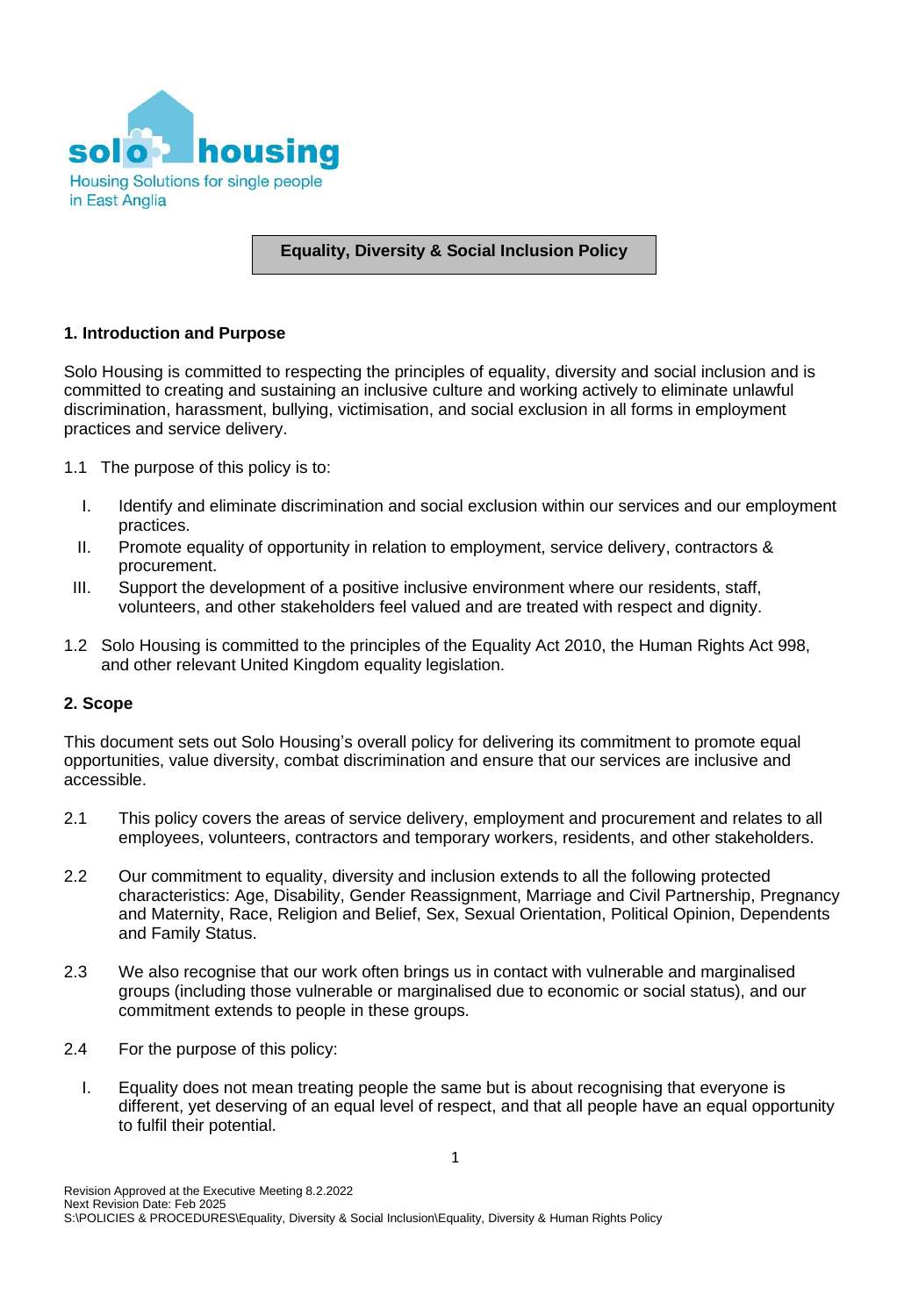solo housing
Housing Solutions for single people in East Anglia

# Equality, Diversity & Social Inclusion Policy

## 1. Introduction and Purpose

Solo Housing is committed to respecting the principles of equality, diversity and social inclusion and is committed to creating and sustaining an inclusive culture and working actively to eliminate unlawful discrimination, harassment, bullying, victimisation, and social exclusion in all forms in employment practices and service delivery.

1.1 The purpose of this policy is to:

I. Identify and eliminate discrimination and social exclusion within our services and our employment practices.
II. Promote equality of opportunity in relation to employment, service delivery, contractors & procurement.
III. Support the development of a positive inclusive environment where our residents, staff, volunteers, and other stakeholders feel valued and are treated with respect and dignity.

1.2 Solo Housing is committed to the principles of the Equality Act 2010, the Human Rights Act 998, and other relevant United Kingdom equality legislation.

## 2. Scope

This document sets out Solo Housing's overall policy for delivering its commitment to promote equal opportunities, value diversity, combat discrimination and ensure that our services are inclusive and accessible.

2.1 This policy covers the areas of service delivery, employment and procurement and relates to all employees, volunteers, contractors and temporary workers, residents, and other stakeholders.

2.2 Our commitment to equality, diversity and inclusion extends to all the following protected characteristics: Age, Disability, Gender Reassignment, Marriage and Civil Partnership, Pregnancy and Maternity, Race, Religion and Belief, Sex, Sexual Orientation, Political Opinion, Dependents and Family Status.

2.3 We also recognise that our work often brings us in contact with vulnerable and marginalised groups (including those vulnerable or marginalised due to economic or social status), and our commitment extends to people in these groups.

2.4 For the purpose of this policy:

I. Equality does not mean treating people the same but is about recognising that everyone is different, yet deserving of an equal level of respect, and that all people have an equal opportunity to fulfil their potential.

Revision Approved at the Executive Meeting 8.2.2022
Next Revision Date: Feb 2025
S:\POLICIES & PROCEDURES\Equality, Diversity & Social Inclusion\Equality, Diversity & Human Rights Policy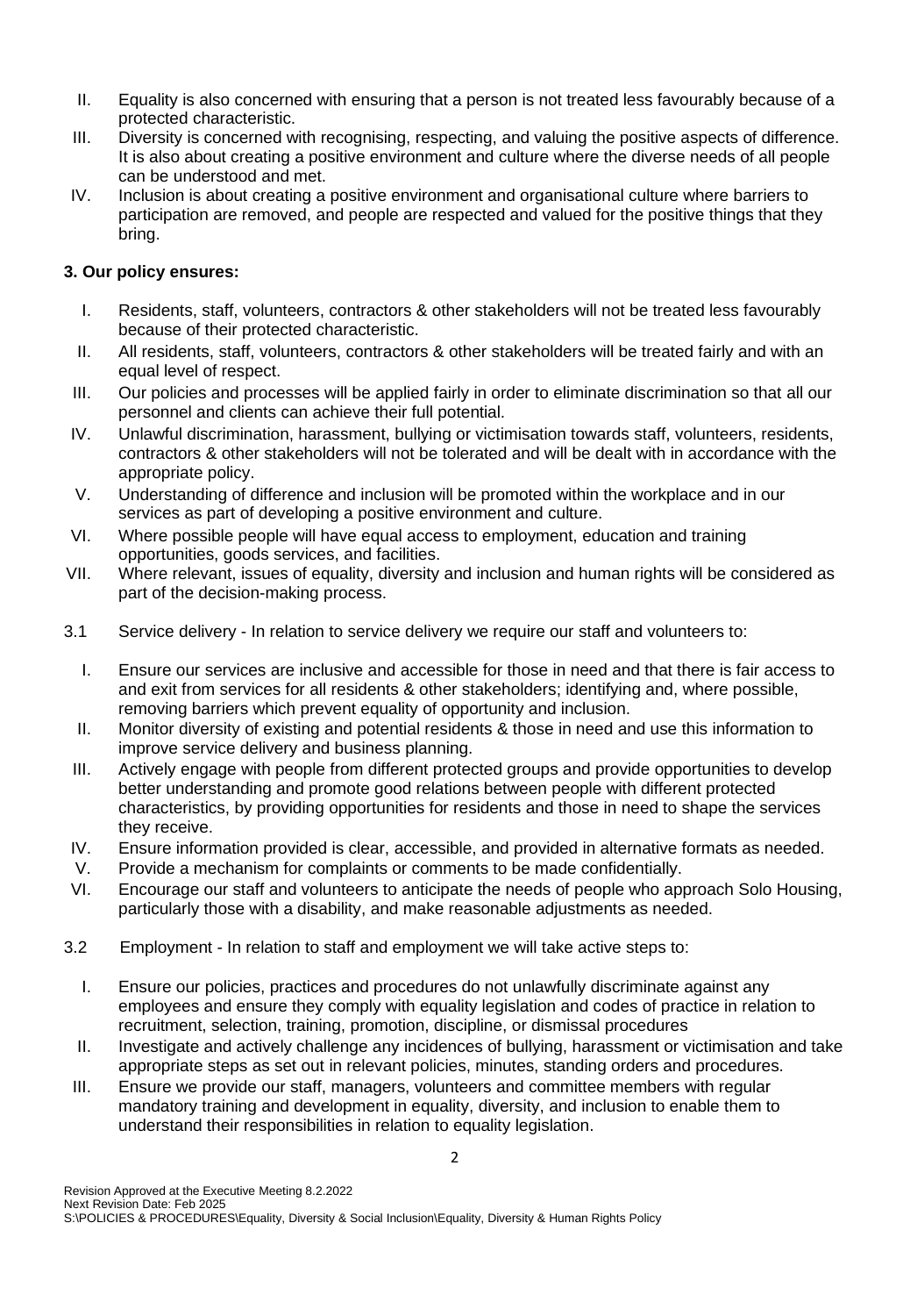II. Equality is also concerned with ensuring that a person is not treated less favourably because of a protected characteristic.

III. Diversity is concerned with recognising, respecting, and valuing the positive aspects of difference. It is also about creating a positive environment and culture where the diverse needs of all people can be understood and met.

IV. Inclusion is about creating a positive environment and organisational culture where barriers to participation are removed, and people are respected and valued for the positive things that they bring.

**3. Our policy ensures:**

I. Residents, staff, volunteers, contractors & other stakeholders will not be treated less favourably because of their protected characteristic.

II. All residents, staff, volunteers, contractors & other stakeholders will be treated fairly and with an equal level of respect.

III. Our policies and processes will be applied fairly in order to eliminate discrimination so that all our personnel and clients can achieve their full potential.

IV. Unlawful discrimination, harassment, bullying or victimisation towards staff, volunteers, residents, contractors & other stakeholders will not be tolerated and will be dealt with in accordance with the appropriate policy.

V. Understanding of difference and inclusion will be promoted within the workplace and in our services as part of developing a positive environment and culture.

VI. Where possible people will have equal access to employment, education and training opportunities, goods services, and facilities.

VII. Where relevant, issues of equality, diversity and inclusion and human rights will be considered as part of the decision-making process.

3.1 Service delivery - In relation to service delivery we require our staff and volunteers to:

I. Ensure our services are inclusive and accessible for those in need and that there is fair access to and exit from services for all residents & other stakeholders; identifying and, where possible, removing barriers which prevent equality of opportunity and inclusion.

II. Monitor diversity of existing and potential residents & those in need and use this information to improve service delivery and business planning.

III. Actively engage with people from different protected groups and provide opportunities to develop better understanding and promote good relations between people with different protected characteristics, by providing opportunities for residents and those in need to shape the services they receive.

IV. Ensure information provided is clear, accessible, and provided in alternative formats as needed.

V. Provide a mechanism for complaints or comments to be made confidentially.

VI. Encourage our staff and volunteers to anticipate the needs of people who approach Solo Housing, particularly those with a disability, and make reasonable adjustments as needed.

3.2 Employment - In relation to staff and employment we will take active steps to:

I. Ensure our policies, practices and procedures do not unlawfully discriminate against any employees and ensure they comply with equality legislation and codes of practice in relation to recruitment, selection, training, promotion, discipline, or dismissal procedures

II. Investigate and actively challenge any incidences of bullying, harassment or victimisation and take appropriate steps as set out in relevant policies, minutes, standing orders and procedures.

III. Ensure we provide our staff, managers, volunteers and committee members with regular mandatory training and development in equality, diversity, and inclusion to enable them to understand their responsibilities in relation to equality legislation.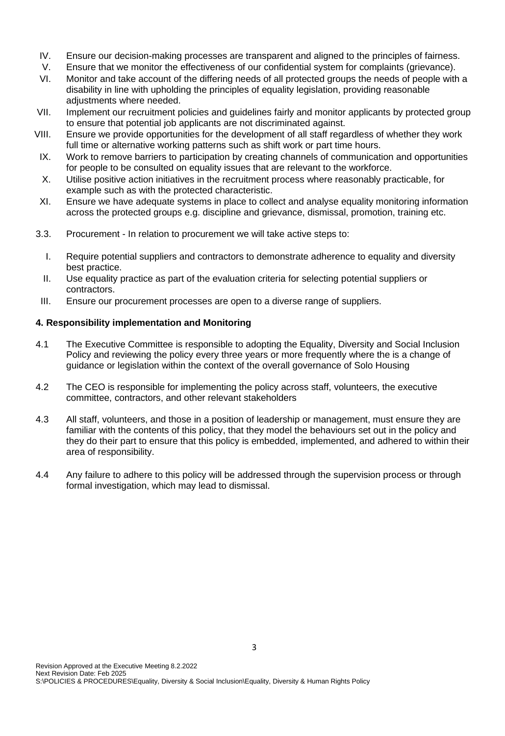IV. Ensure our decision-making processes are transparent and aligned to the principles of fairness.
V. Ensure that we monitor the effectiveness of our confidential system for complaints (grievance).
VI. Monitor and take account of the differing needs of all protected groups the needs of people with a disability in line with upholding the principles of equality legislation, providing reasonable adjustments where needed.
VII. Implement our recruitment policies and guidelines fairly and monitor applicants by protected group to ensure that potential job applicants are not discriminated against.
VIII. Ensure we provide opportunities for the development of all staff regardless of whether they work full time or alternative working patterns such as shift work or part time hours.
IX. Work to remove barriers to participation by creating channels of communication and opportunities for people to be consulted on equality issues that are relevant to the workforce.
X. Utilise positive action initiatives in the recruitment process where reasonably practicable, for example such as with the protected characteristic.
XI. Ensure we have adequate systems in place to collect and analyse equality monitoring information across the protected groups e.g. discipline and grievance, dismissal, promotion, training etc.

3.3. Procurement - In relation to procurement we will take active steps to:

I. Require potential suppliers and contractors to demonstrate adherence to equality and diversity best practice.
II. Use equality practice as part of the evaluation criteria for selecting potential suppliers or contractors.
III. Ensure our procurement processes are open to a diverse range of suppliers.

**4. Responsibility implementation and Monitoring**

4.1 The Executive Committee is responsible to adopting the Equality, Diversity and Social Inclusion Policy and reviewing the policy every three years or more frequently where the is a change of guidance or legislation within the context of the overall governance of Solo Housing

4.2 The CEO is responsible for implementing the policy across staff, volunteers, the executive committee, contractors, and other relevant stakeholders

4.3 All staff, volunteers, and those in a position of leadership or management, must ensure they are familiar with the contents of this policy, that they model the behaviours set out in the policy and they do their part to ensure that this policy is embedded, implemented, and adhered to within their area of responsibility.

4.4 Any failure to adhere to this policy will be addressed through the supervision process or through formal investigation, which may lead to dismissal.